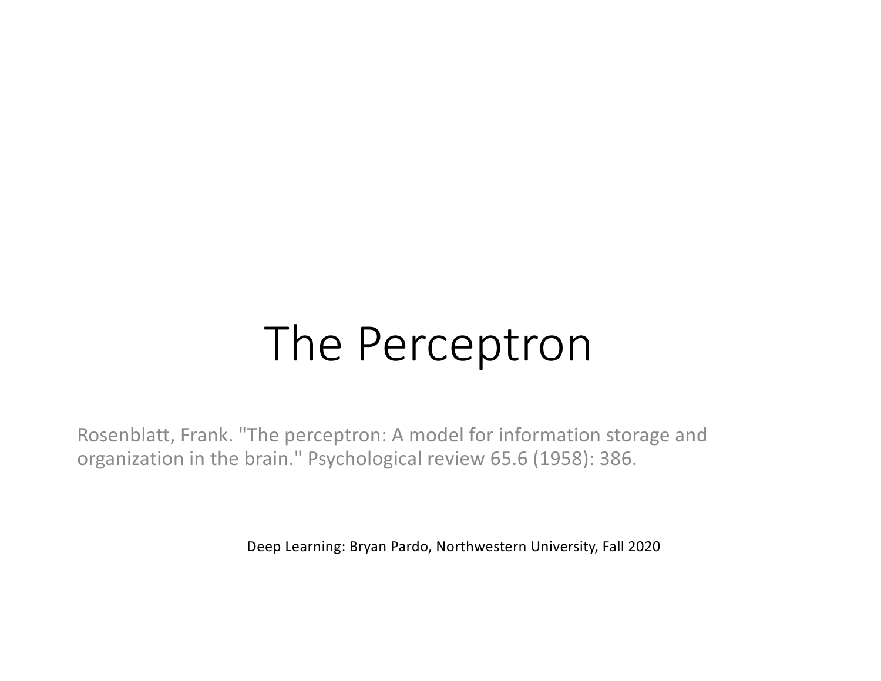# The Perceptron

Rosenblatt, Frank. "The perceptron: A model for information storage and organization in the brain." Psychological review 65.6 (1958): 386.

Deep Learning: Bryan Pardo, Northwestern University, Fall 2020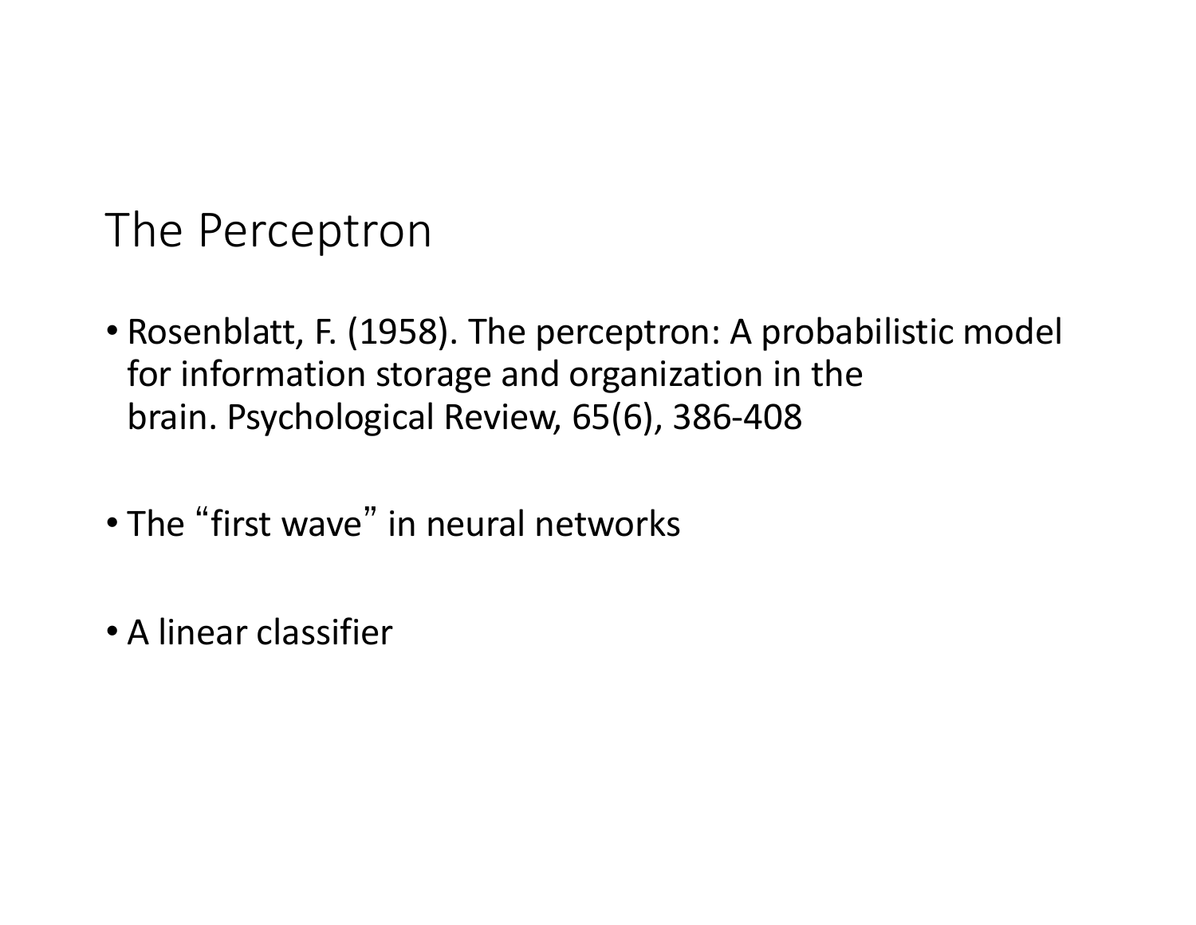# The Perceptron

- Rosenblatt, F. (1958). The perceptron: A probabilistic model for information storage and organization in the brain. Psychological Review, 65(6), 386-408
- The "first wave" in neural networks
- A linear classifier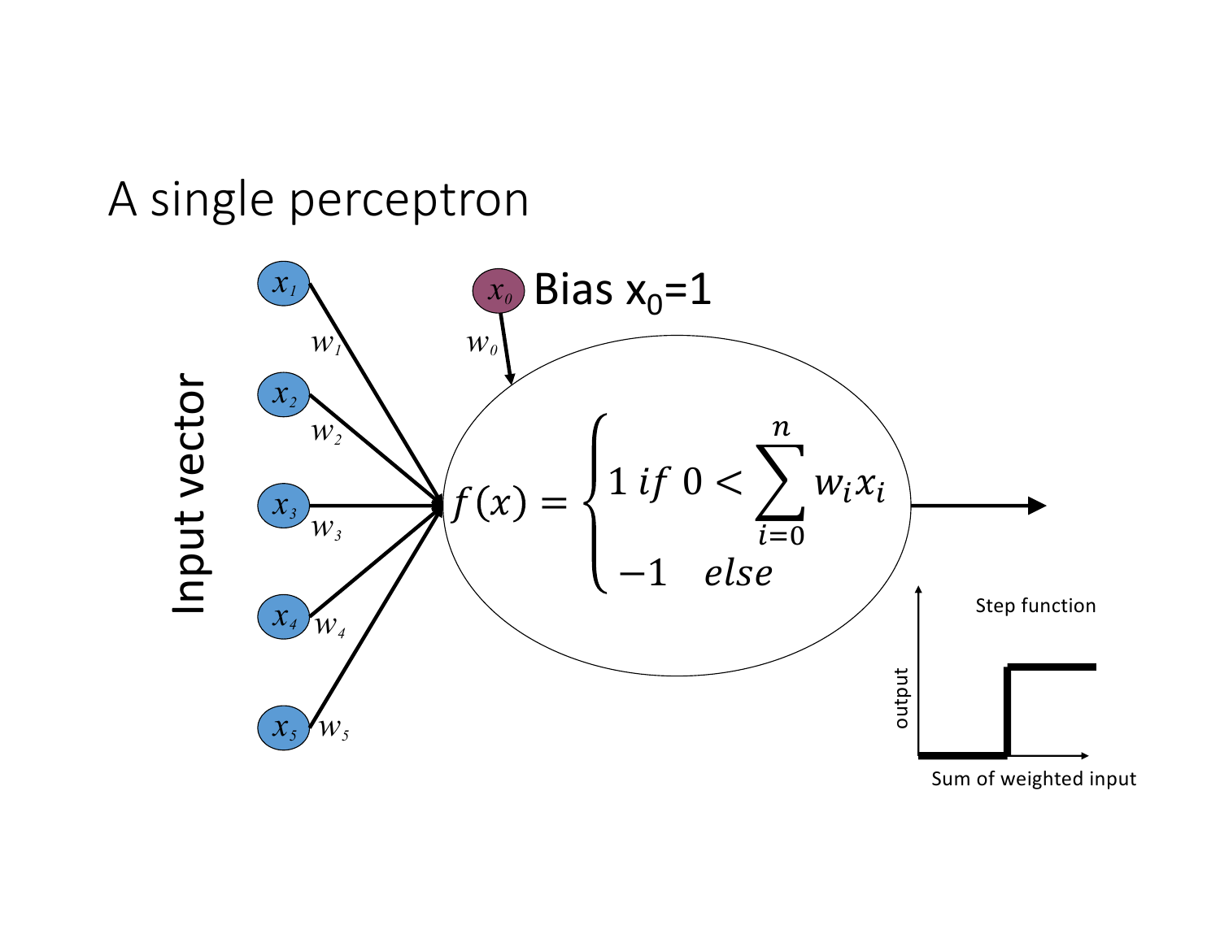# A single perceptron

Input vector: $x_1$, $x_2$, $x_3$, $x_4$, $x_5$ with weights $w_1$, $w_2$, $w_3$, $w_4$, $w_5$

Bias $x_0 = 1$, weight $w_0$

$$f(x) = \begin{cases} 1 \ if \ 0 < \sum_{i=0}^{n} w_i x_i \\ -1 \quad else \end{cases}$$

Step function

output

Sum of weighted input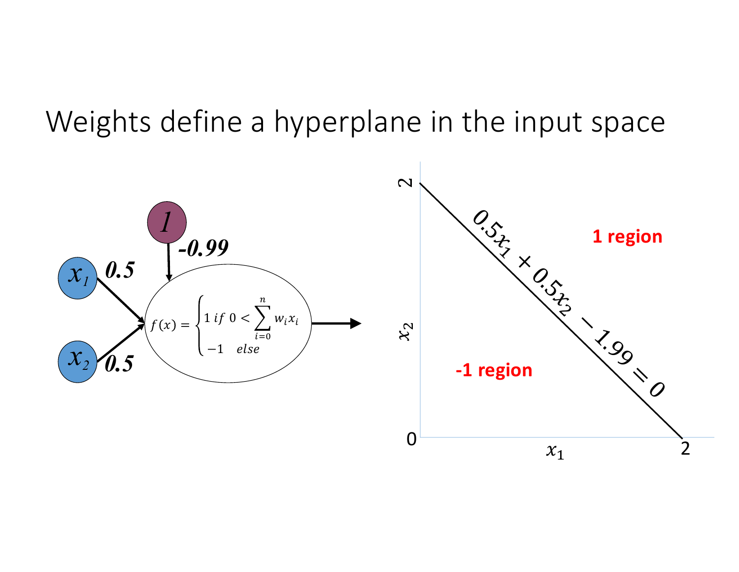# Weights define a hyperplane in the input space

$x_1$ — 0.5

$x_2$ — 0.5

1 — -0.99

$$f(x) = \begin{cases} 1 \; if \; 0 < \sum_{i=0}^{n} w_i x_i \\ -1 \quad else \end{cases}$$

$$0.5x_1 + 0.5x_2 - 1.99 = 0$$

**1 region**

**-1 region**

Axes: $x_1$ (0 to 2), $x_2$ (0 to 2)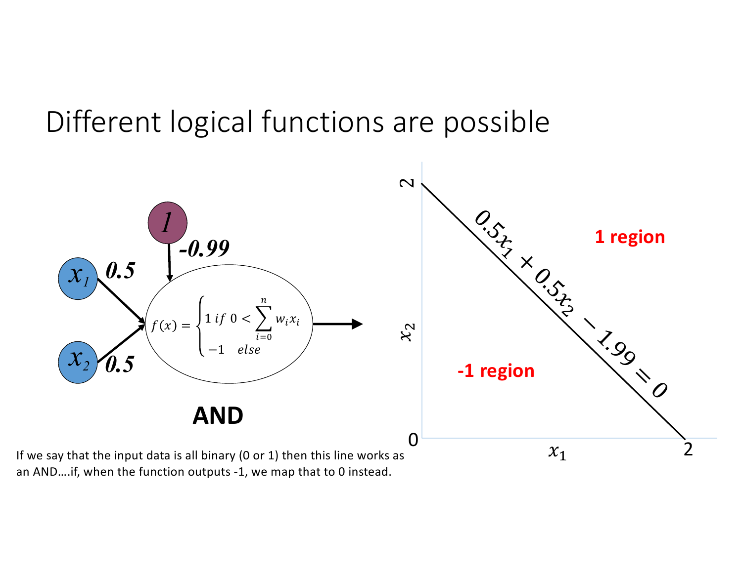# Different logical functions are possible

$$f(x) = \begin{cases} 1 \ if \ 0 < \sum_{i=0}^{n} w_i x_i \\ -1 \quad else \end{cases}$$

Inputs: $x_1$ (weight 0.5), $x_2$ (weight 0.5), bias input 1 (weight -0.99)

**AND**

$0.5x_1 + 0.5x_2 - 1.99 = 0$

1 region

-1 region

If we say that the input data is all binary (0 or 1) then this line works as an AND….if, when the function outputs -1, we map that to 0 instead.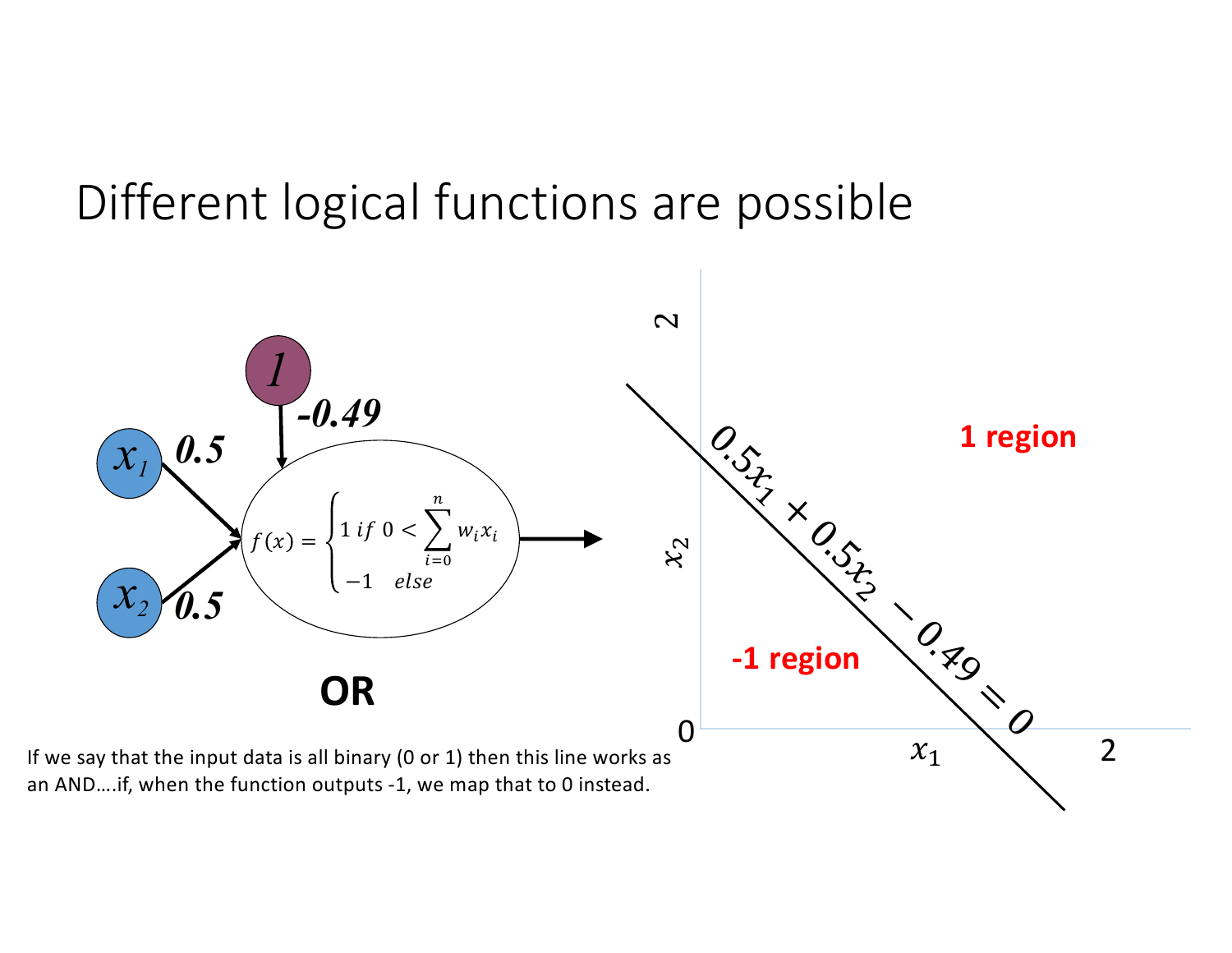# Different logical functions are possible

$$f(x) = \begin{cases} 1 \; if \; 0 < \sum_{i=0}^{n} w_i x_i \\ -1 \quad else \end{cases}$$

Inputs: $x_1$ (weight **0.5**), $x_2$ (weight **0.5**), bias input **1** (weight **-0.49**)

**OR**

$$0.5x_1 + 0.5x_2 - 0.49 = 0$$

**1 region**

**-1 region**

If we say that the input data is all binary (0 or 1) then this line works as an AND….if, when the function outputs -1, we map that to 0 instead.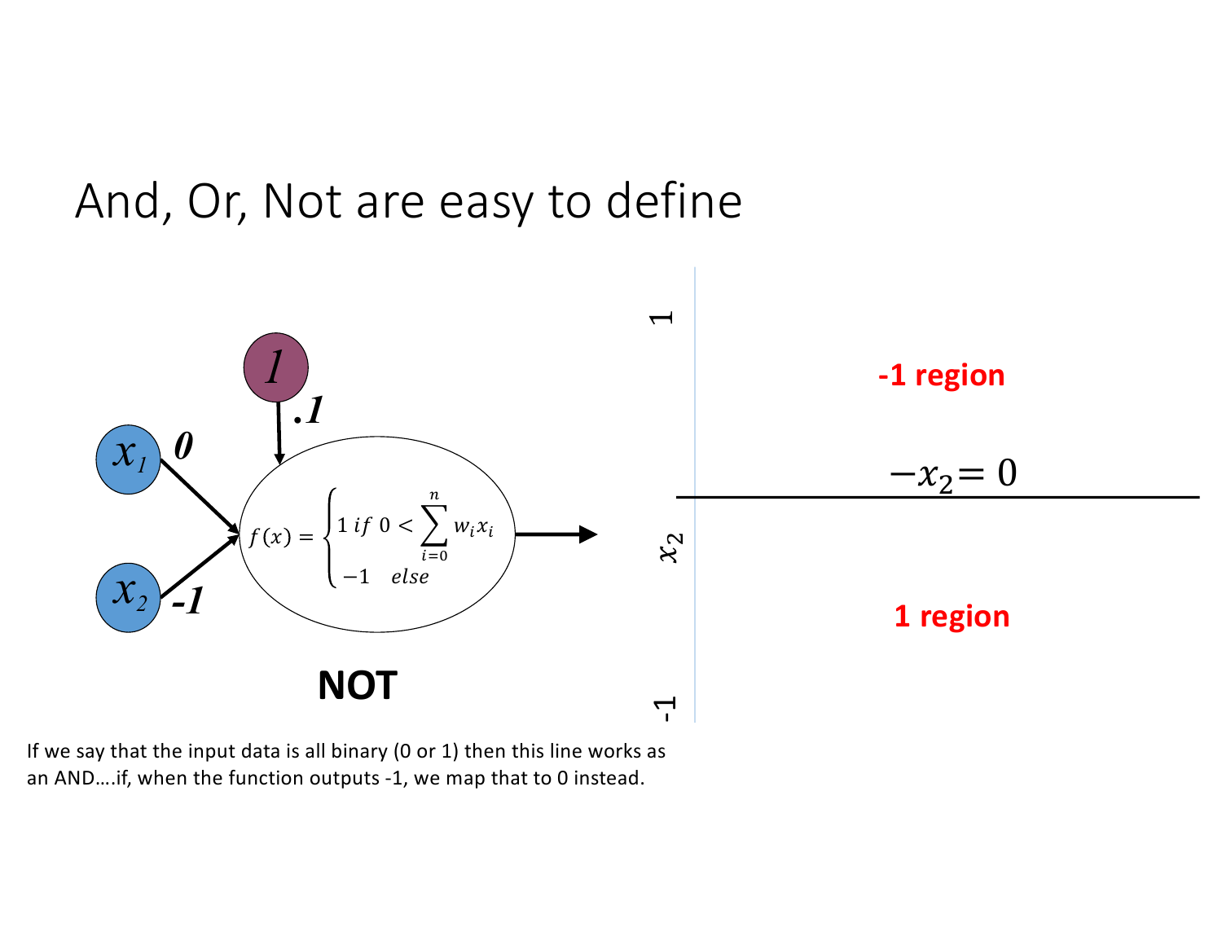# And, Or, Not are easy to define

$x_1$ — weight: *0*

$x_2$ — weight: *-1*

*1* — weight: *.1*

$$f(x) = \begin{cases} 1 \; if \; 0 < \sum_{i=0}^{n} w_i x_i \\ -1 \quad else \end{cases}$$

**NOT**

**-1 region**

$-x_2 = 0$

**1 region**

$x_2$

1

-1

If we say that the input data is all binary (0 or 1) then this line works as an AND….if, when the function outputs -1, we map that to 0 instead.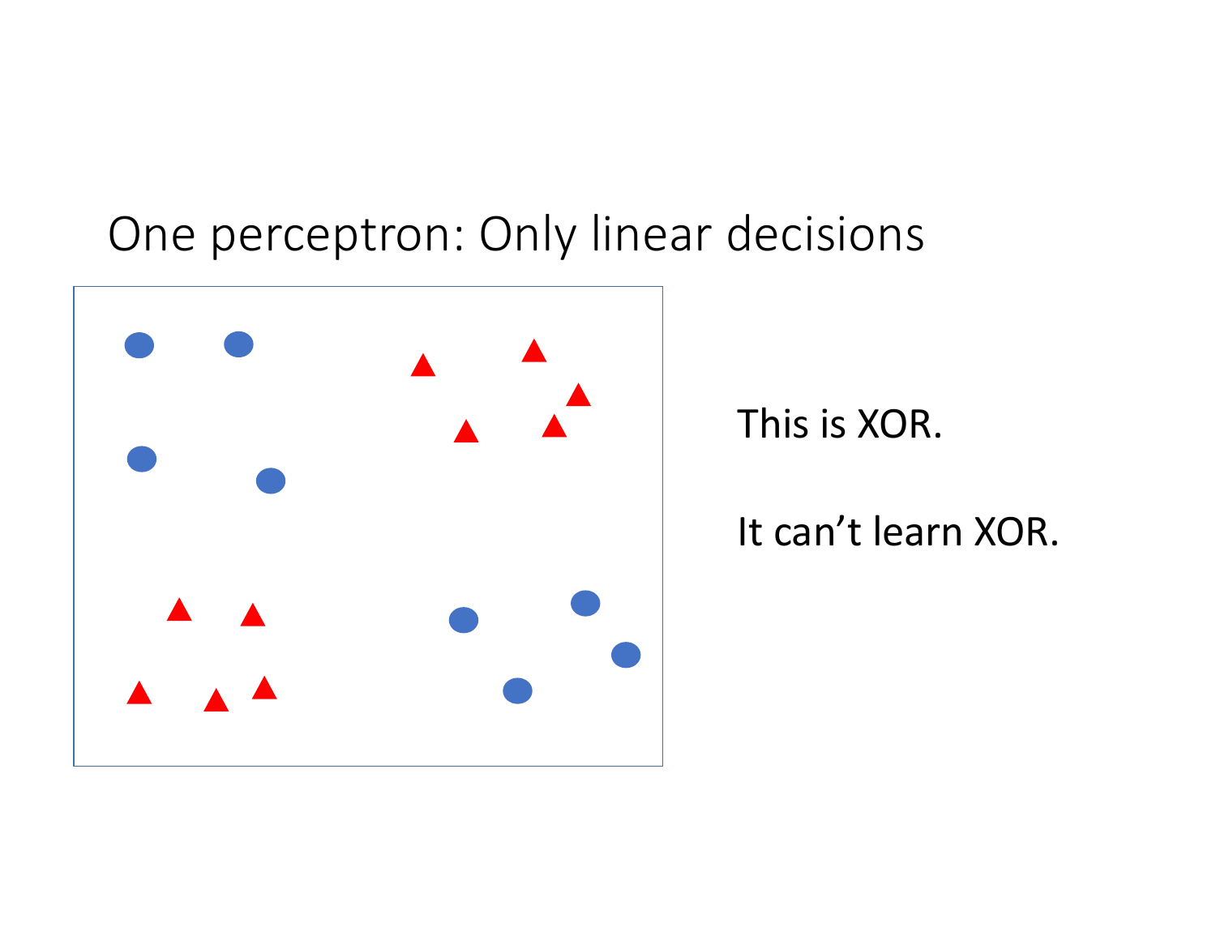# One perceptron: Only linear decisions

This is XOR.

It can't learn XOR.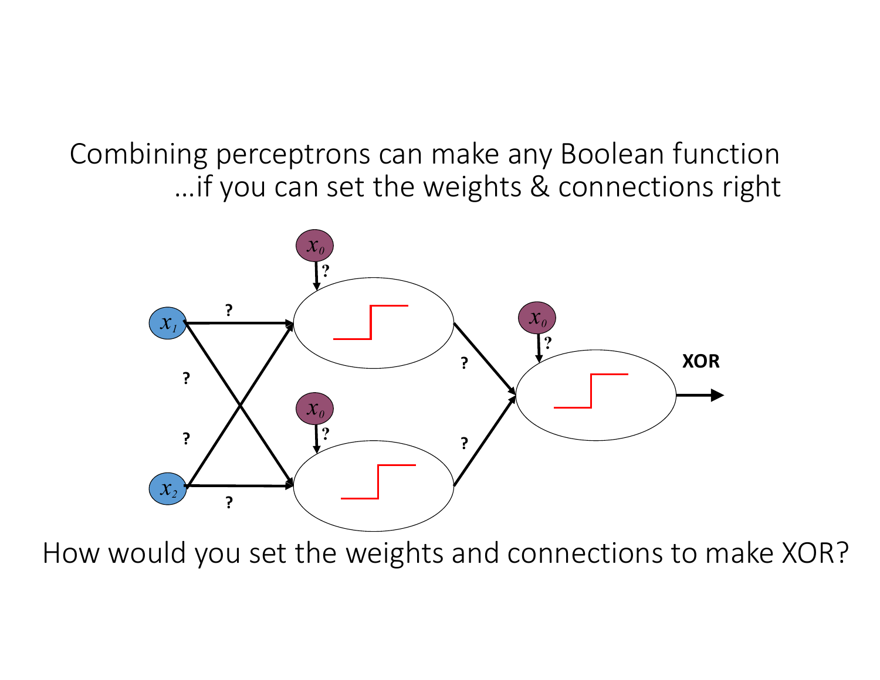Combining perceptrons can make any Boolean function
...if you can set the weights & connections right

How would you set the weights and connections to make XOR?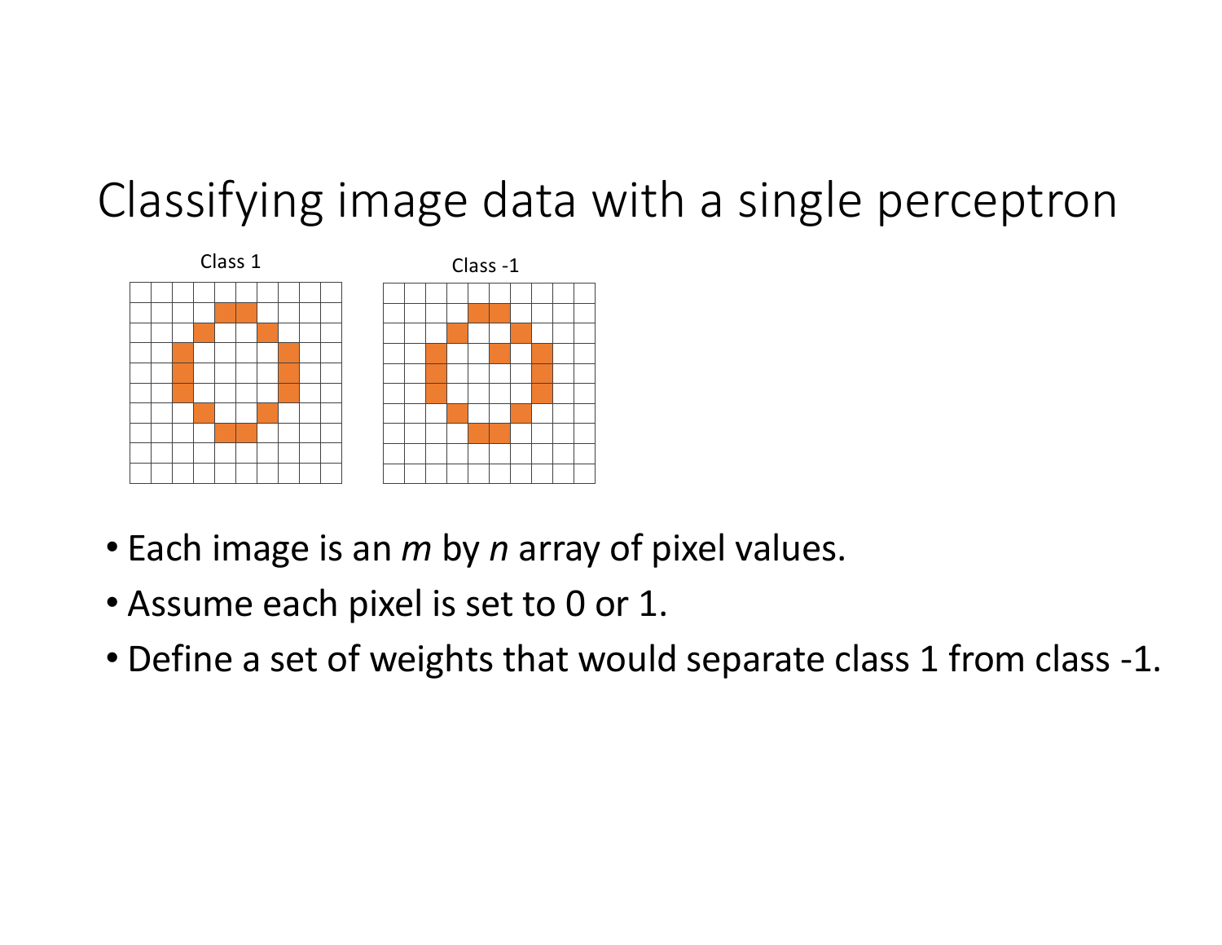# Classifying image data with a single perceptron

Class 1

Class -1

- Each image is an *m* by *n* array of pixel values.
- Assume each pixel is set to 0 or 1.
- Define a set of weights that would separate class 1 from class -1.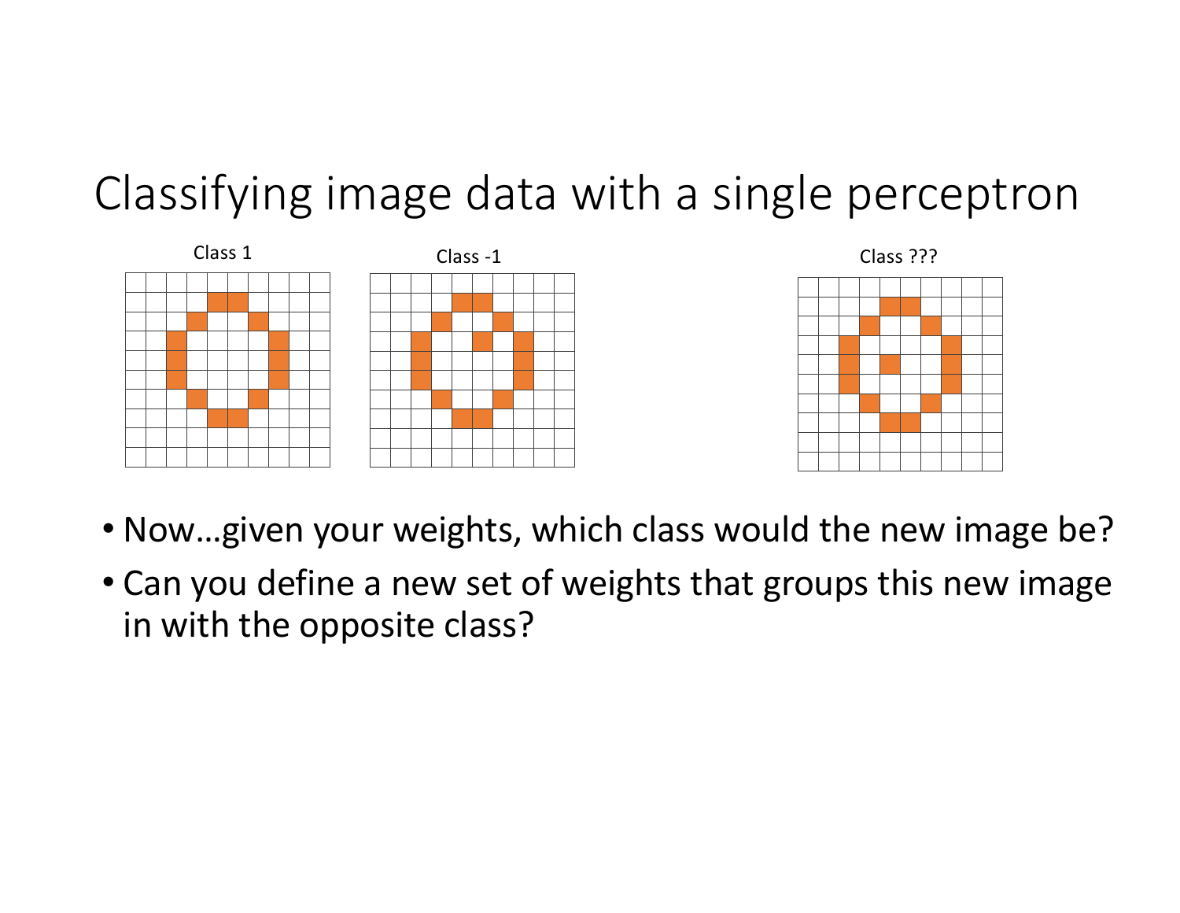# Classifying image data with a single perceptron

Class 1

Class -1

Class ???

- Now…given your weights, which class would the new image be?
- Can you define a new set of weights that groups this new image in with the opposite class?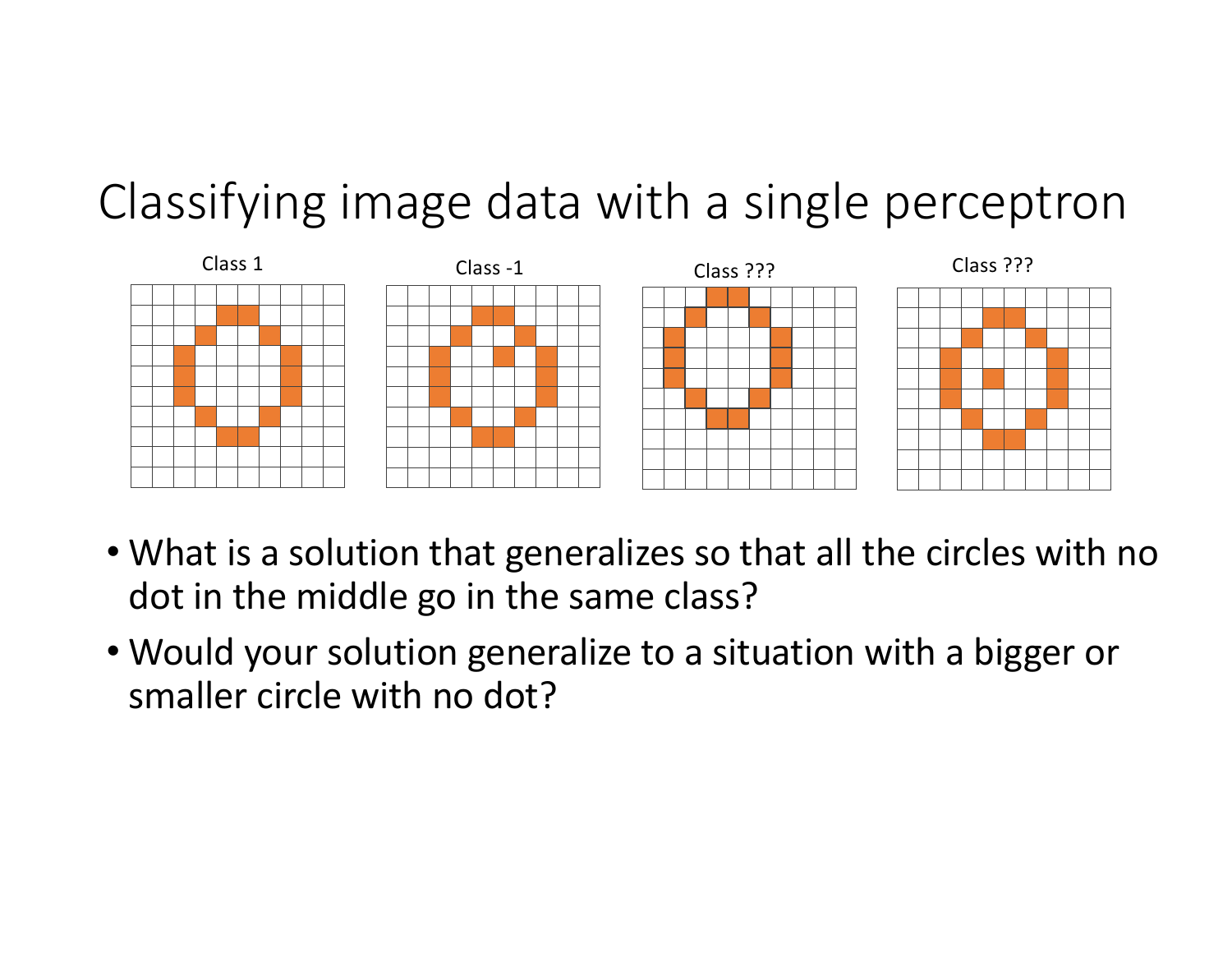# Classifying image data with a single perceptron

Class 1

Class -1

Class ???

Class ???

- What is a solution that generalizes so that all the circles with no dot in the middle go in the same class?
- Would your solution generalize to a situation with a bigger or smaller circle with no dot?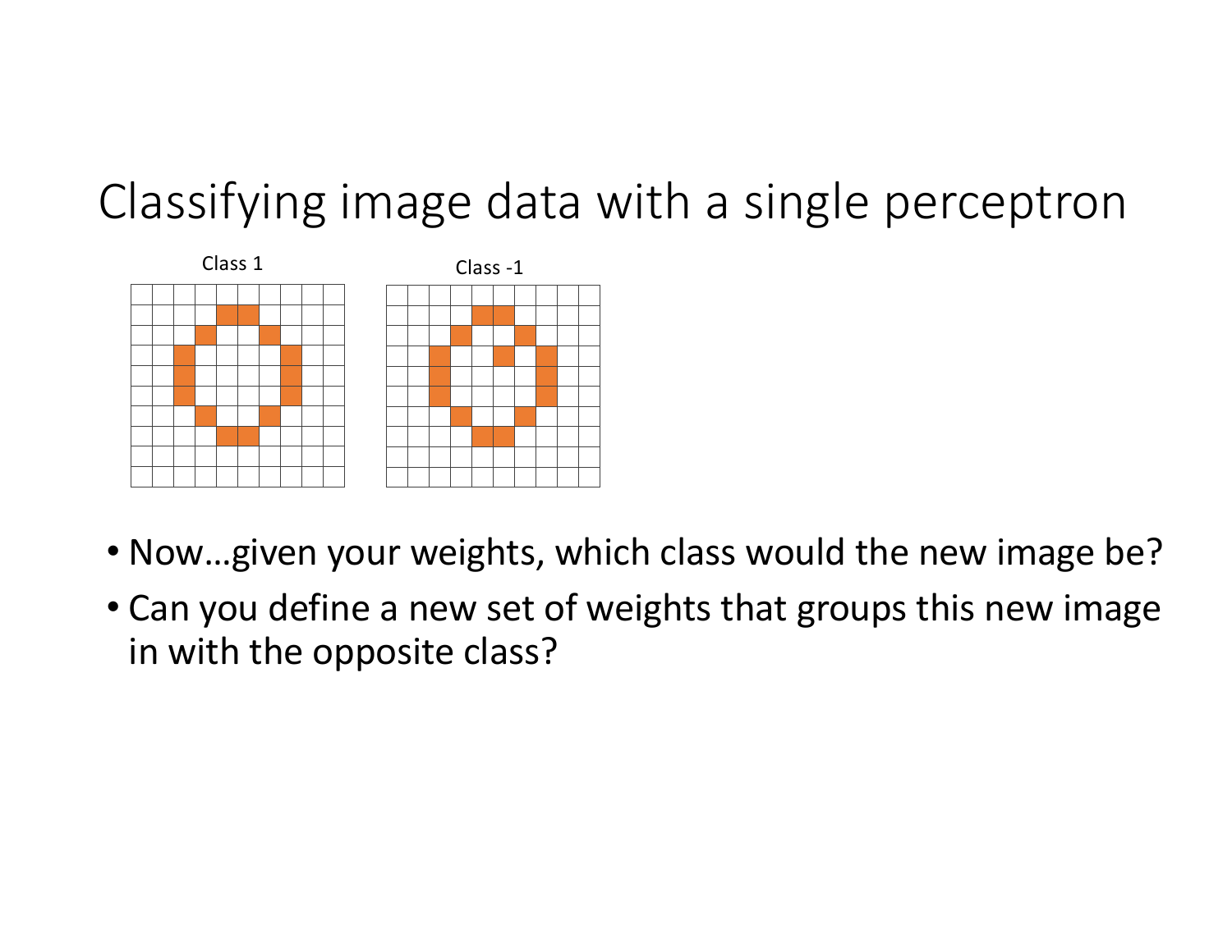# Classifying image data with a single perceptron

Class 1

Class -1

- Now…given your weights, which class would the new image be?
- Can you define a new set of weights that groups this new image in with the opposite class?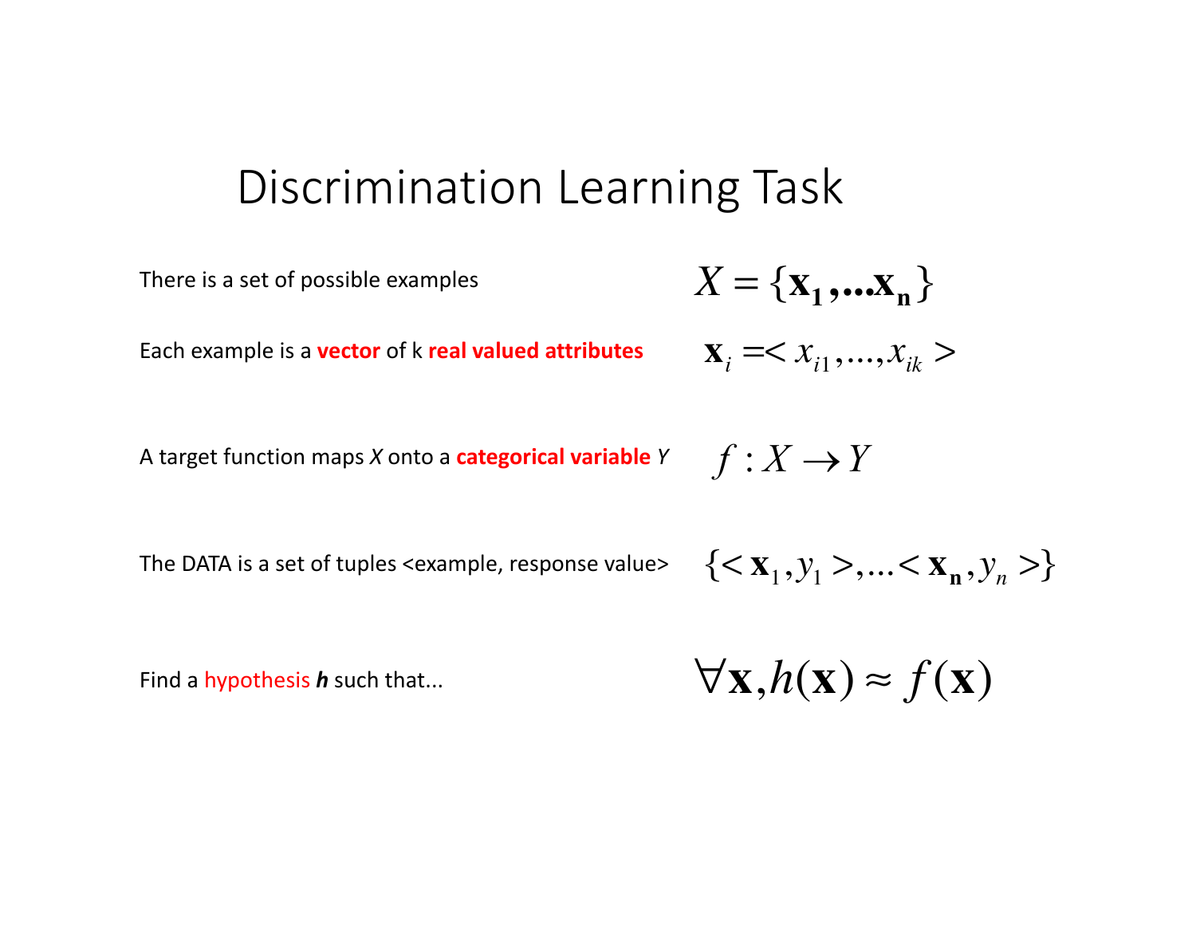# Discrimination Learning Task

There is a set of possible examples $X = \{\mathbf{x_1},...\mathbf{x_n}\}$

Each example is a **vector** of k **real valued attributes** $\mathbf{x}_i =< x_{i1},...,x_{ik} >$

A target function maps *X* onto a **categorical variable** *Y* $f : X \rightarrow Y$

The DATA is a set of tuples <example, response value> $\{< \mathbf{x}_1, y_1 >, ... < \mathbf{x_n}, y_n >\}$

Find a hypothesis ***h*** such that... $\forall \mathbf{x}, h(\mathbf{x}) \approx f(\mathbf{x})$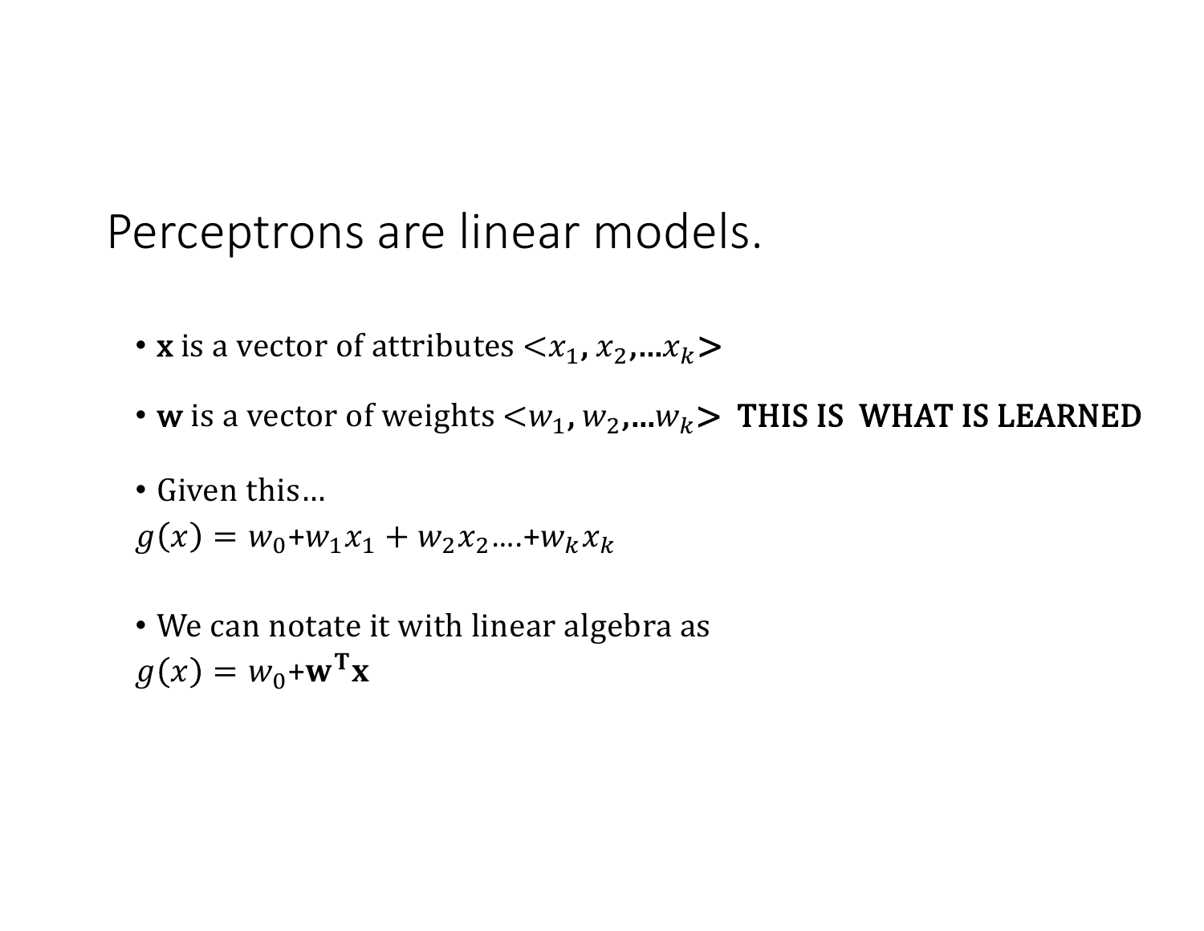# Perceptrons are linear models.

- **x** is a vector of attributes $<x_1, x_2, \ldots x_k>$
- **w** is a vector of weights $<w_1, w_2, \ldots w_k>$ THIS IS WHAT IS LEARNED
- Given this…

$g(x) = w_0 + w_1 x_1 + w_2 x_2 \ldots + w_k x_k$

- We can notate it with linear algebra as

$g(x) = w_0 + \mathbf{w}^{\mathbf{T}} \mathbf{x}$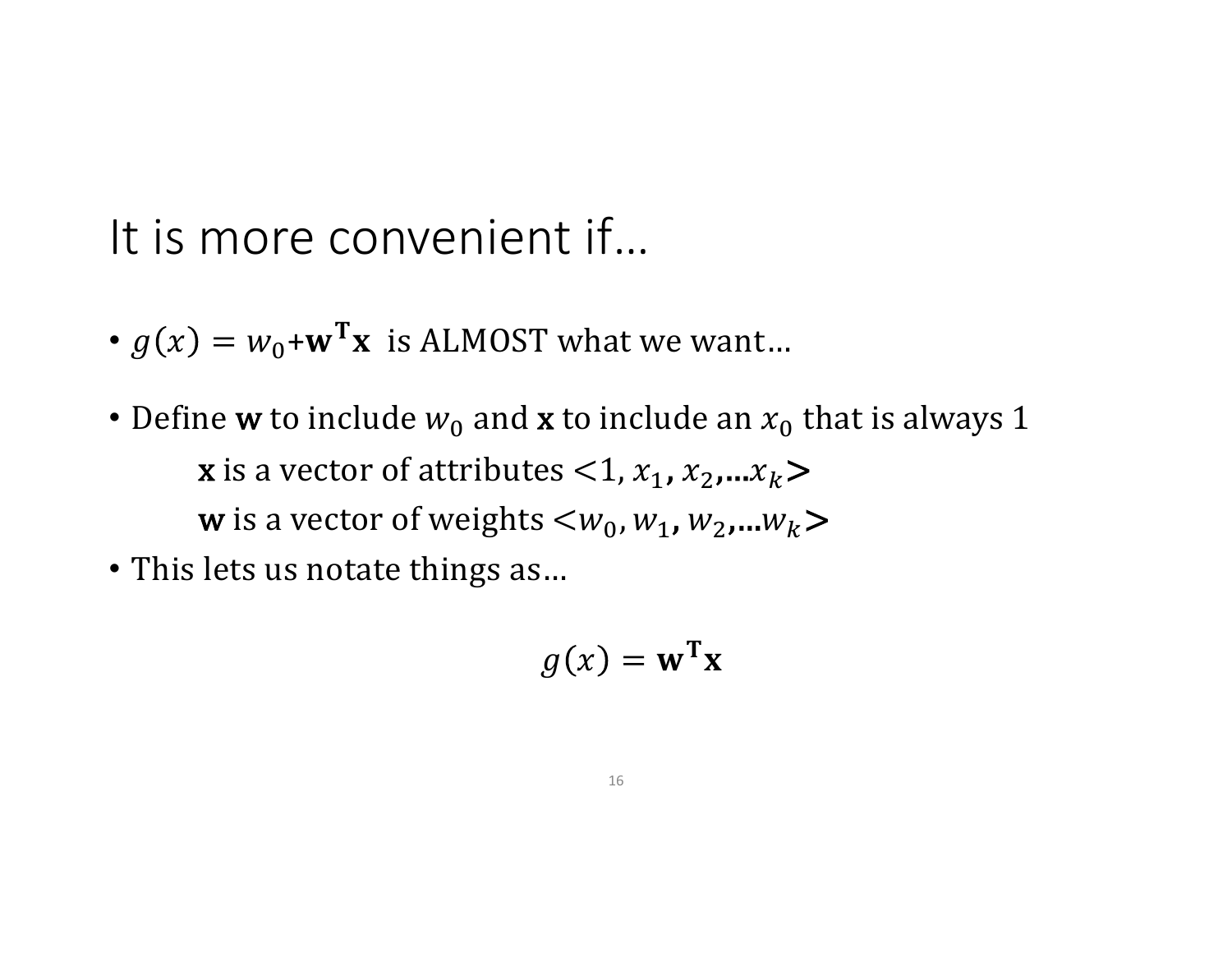# It is more convenient if…

- $g(x) = w_0 + \mathbf{w}^\mathbf{T}\mathbf{x}$ is ALMOST what we want…
- Define $\mathbf{w}$ to include $w_0$ and $\mathbf{x}$ to include an $x_0$ that is always 1

  $\mathbf{x}$ is a vector of attributes $<1, x_1, x_2, \ldots x_k>$

  $\mathbf{w}$ is a vector of weights $<w_0, w_1, w_2, \ldots w_k>$
- This lets us notate things as…

$$g(x) = \mathbf{w}^\mathbf{T}\mathbf{x}$$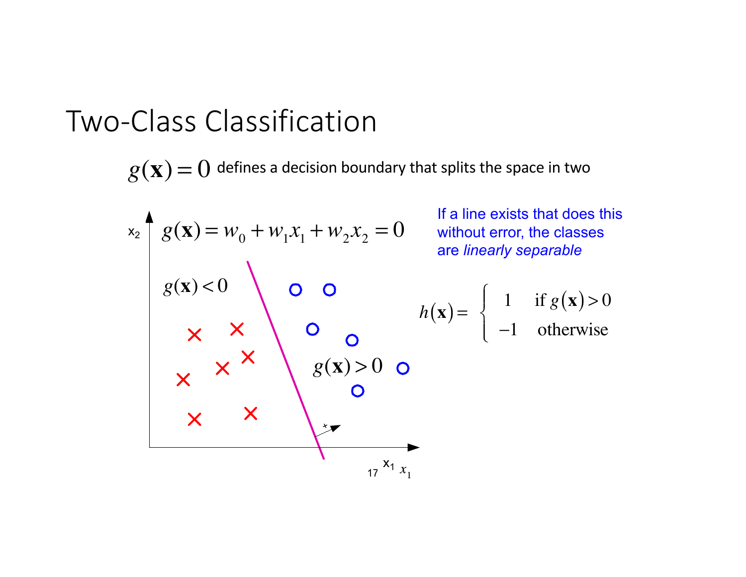# Two-Class Classification

$g(\mathbf{x}) = 0$ defines a decision boundary that splits the space in two

$$g(\mathbf{x}) = w_0 + w_1 x_1 + w_2 x_2 = 0$$

$g(\mathbf{x}) < 0$

$g(\mathbf{x}) > 0$

$x_2$

$x_1$

If a line exists that does this without error, the classes are *linearly separable*

$$h(\mathbf{x}) = \begin{cases} 1 & \text{if } g(\mathbf{x}) > 0 \\ -1 & \text{otherwise} \end{cases}$$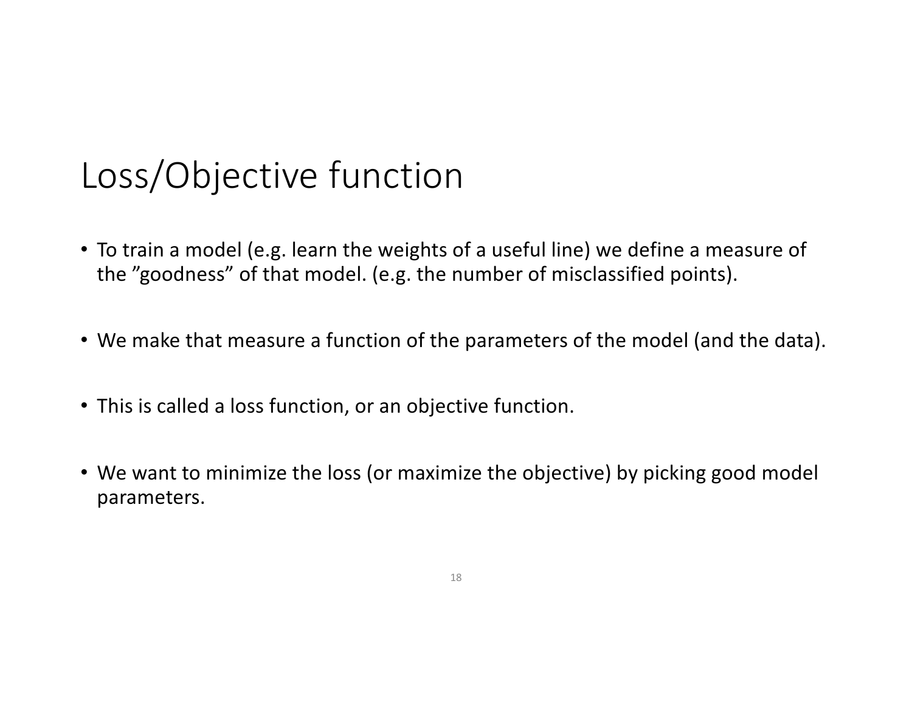# Loss/Objective function

- To train a model (e.g. learn the weights of a useful line) we define a measure of the ”goodness” of that model. (e.g. the number of misclassified points).
- We make that measure a function of the parameters of the model (and the data).
- This is called a loss function, or an objective function.
- We want to minimize the loss (or maximize the objective) by picking good model parameters.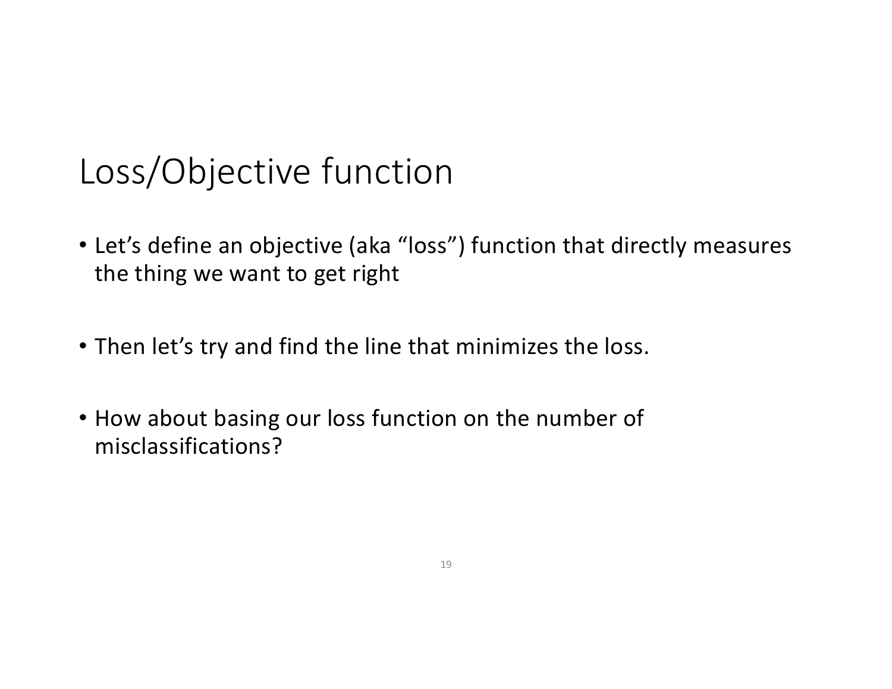# Loss/Objective function

- Let’s define an objective (aka “loss”) function that directly measures the thing we want to get right

- Then let’s try and find the line that minimizes the loss.

- How about basing our loss function on the number of misclassifications?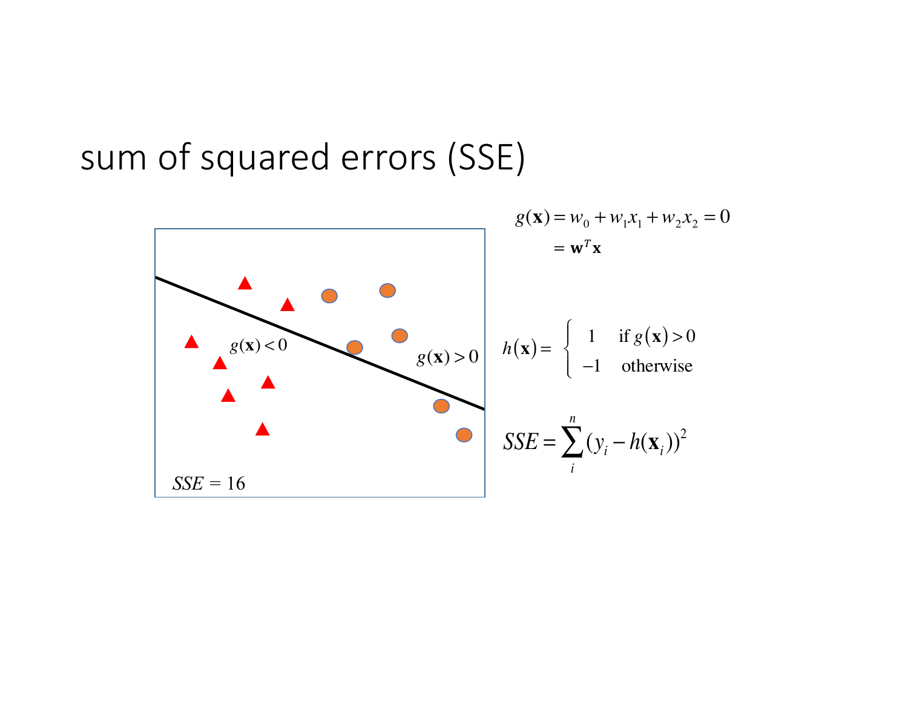# sum of squared errors (SSE)

$g(\mathbf{x}) < 0$

$g(\mathbf{x}) > 0$

$SSE = 16$

$$g(\mathbf{x}) = w_0 + w_1 x_1 + w_2 x_2 = 0$$
$$= \mathbf{w}^T \mathbf{x}$$

$$h(\mathbf{x}) = \begin{cases} 1 & \text{if } g(\mathbf{x}) > 0 \\ -1 & \text{otherwise} \end{cases}$$

$$SSE = \sum_i^n (y_i - h(\mathbf{x}_i))^2$$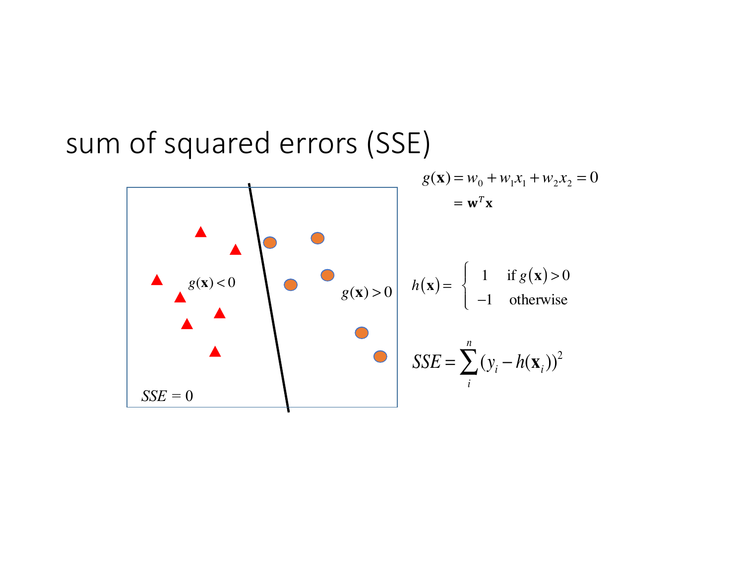# sum of squared errors (SSE)

$g(\mathbf{x}) < 0$

$g(\mathbf{x}) > 0$

$SSE = 0$

$$g(\mathbf{x}) = w_0 + w_1 x_1 + w_2 x_2 = 0$$
$$= \mathbf{w}^T \mathbf{x}$$

$$h(\mathbf{x}) = \begin{cases} 1 & \text{if } g(\mathbf{x}) > 0 \\ -1 & \text{otherwise} \end{cases}$$

$$SSE = \sum_i^n (y_i - h(\mathbf{x}_i))^2$$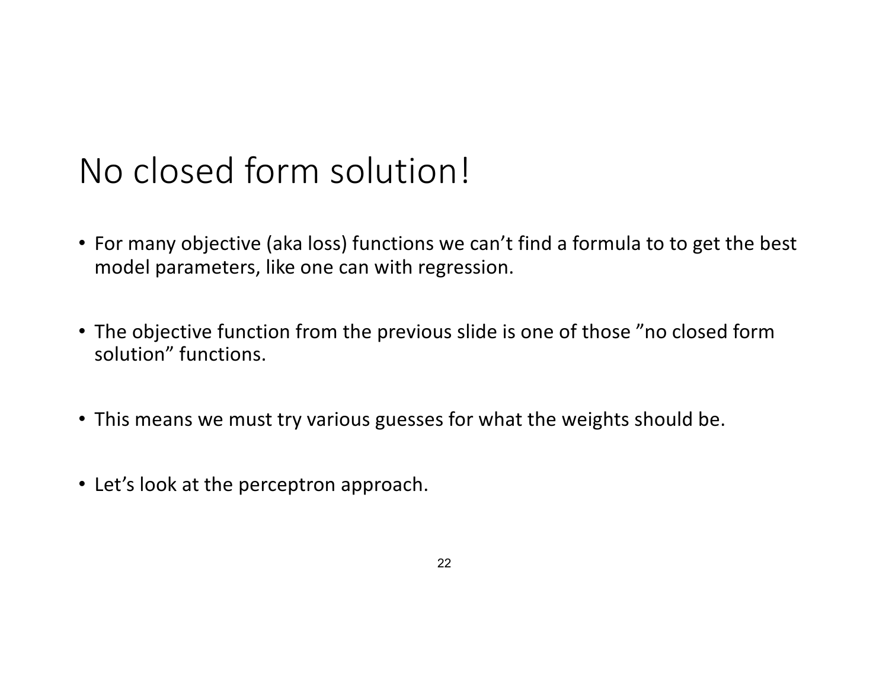# No closed form solution!

- For many objective (aka loss) functions we can’t find a formula to to get the best model parameters, like one can with regression.
- The objective function from the previous slide is one of those ”no closed form solution” functions.
- This means we must try various guesses for what the weights should be.
- Let’s look at the perceptron approach.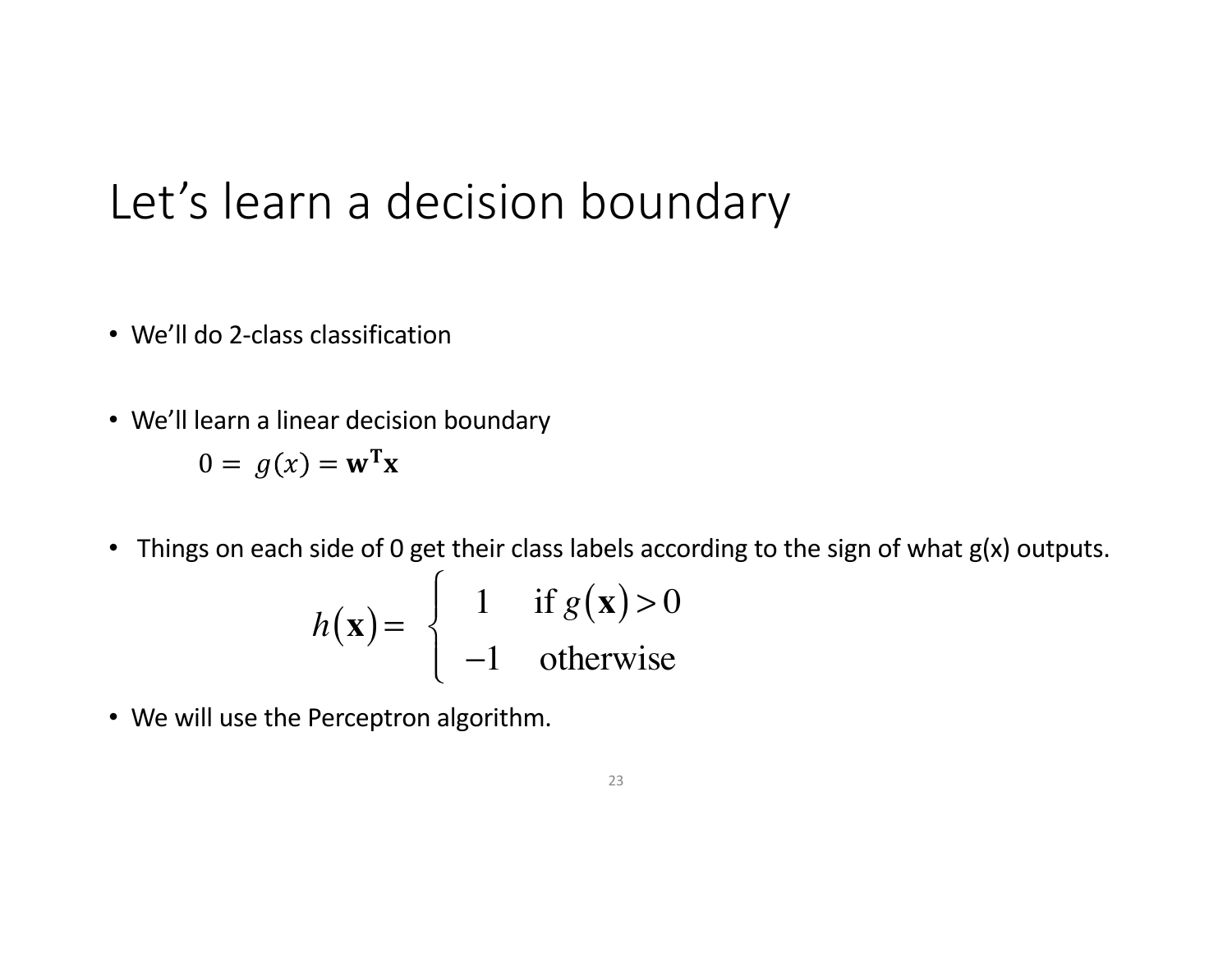# Let's learn a decision boundary

- We'll do 2-class classification
- We'll learn a linear decision boundary

$$0 = g(x) = \mathbf{w}^{\mathbf{T}}\mathbf{x}$$

- Things on each side of 0 get their class labels according to the sign of what g(x) outputs.

$$h(\mathbf{x}) = \begin{cases} 1 & \text{if } g(\mathbf{x}) > 0 \\ -1 & \text{otherwise} \end{cases}$$

- We will use the Perceptron algorithm.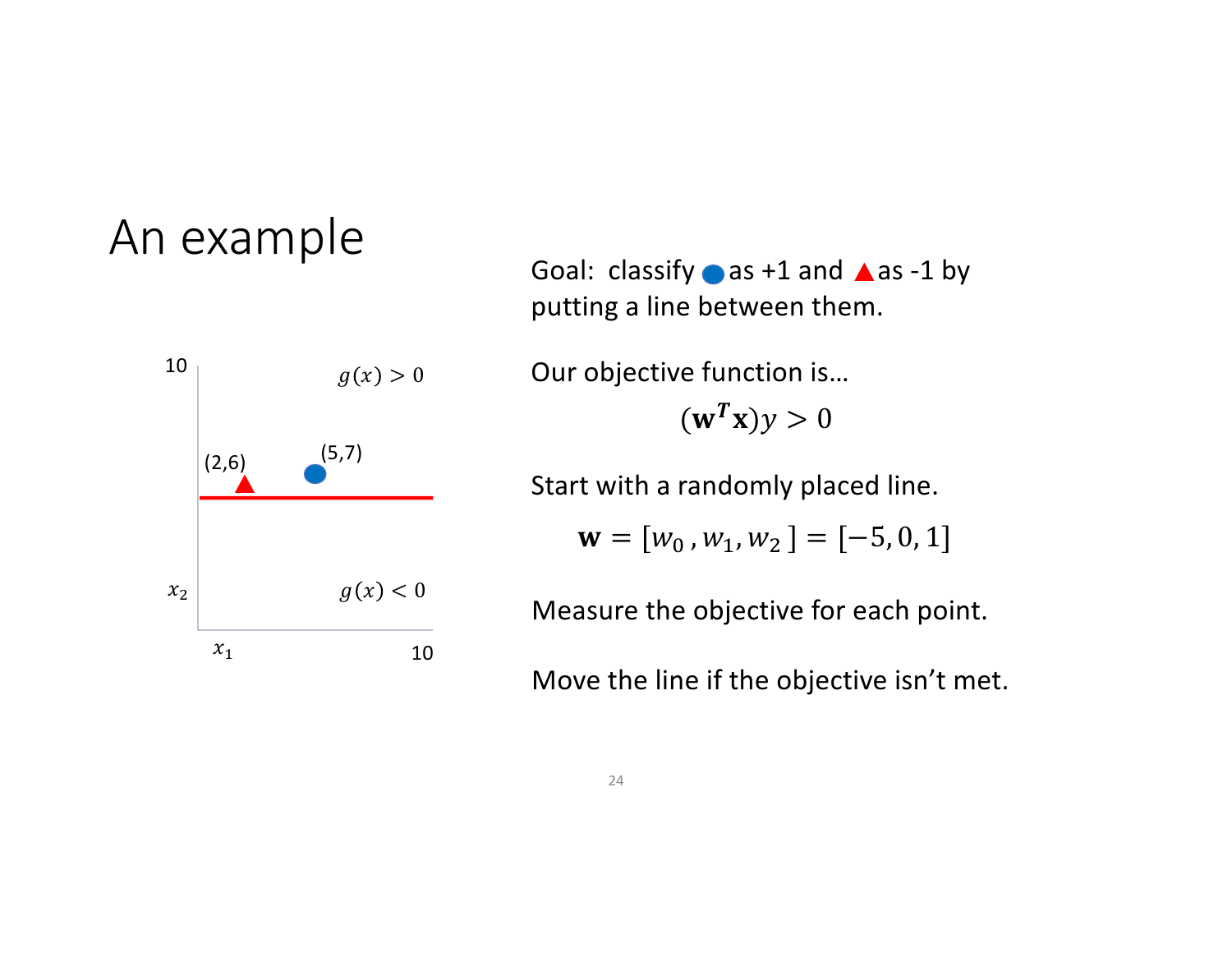# An example

10

$g(x) > 0$

(2,6)

(5,7)

$x_2$

$g(x) < 0$

$x_1$

10

Goal: classify ● as +1 and ▲ as -1 by putting a line between them.

Our objective function is…

$$(\mathbf{w}^T\mathbf{x})y > 0$$

Start with a randomly placed line.

$$\mathbf{w} = [w_0, w_1, w_2] = [-5, 0, 1]$$

Measure the objective for each point.

Move the line if the objective isn't met.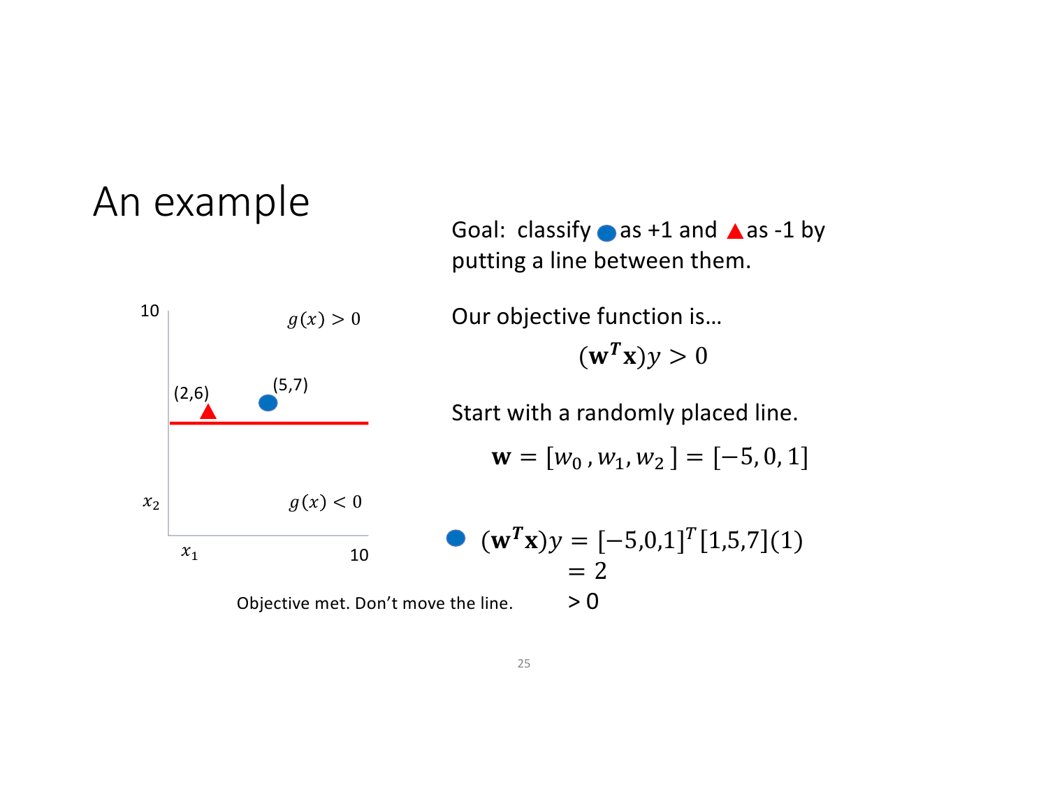# An example

Goal: classify ● as +1 and ▲ as -1 by putting a line between them.

Our objective function is…

$$(\mathbf{w}^T\mathbf{x})y > 0$$

Start with a randomly placed line.

$$\mathbf{w} = [w_0, w_1, w_2] = [-5, 0, 1]$$

10

$g(x) > 0$

(2,6) ▲

(5,7) ●

$x_2$

$g(x) < 0$

$x_1$

10

● $(\mathbf{w}^T\mathbf{x})y = [-5,0,1]^T[1,5,7](1)$

$= 2$

$> 0$

Objective met. Don't move the line.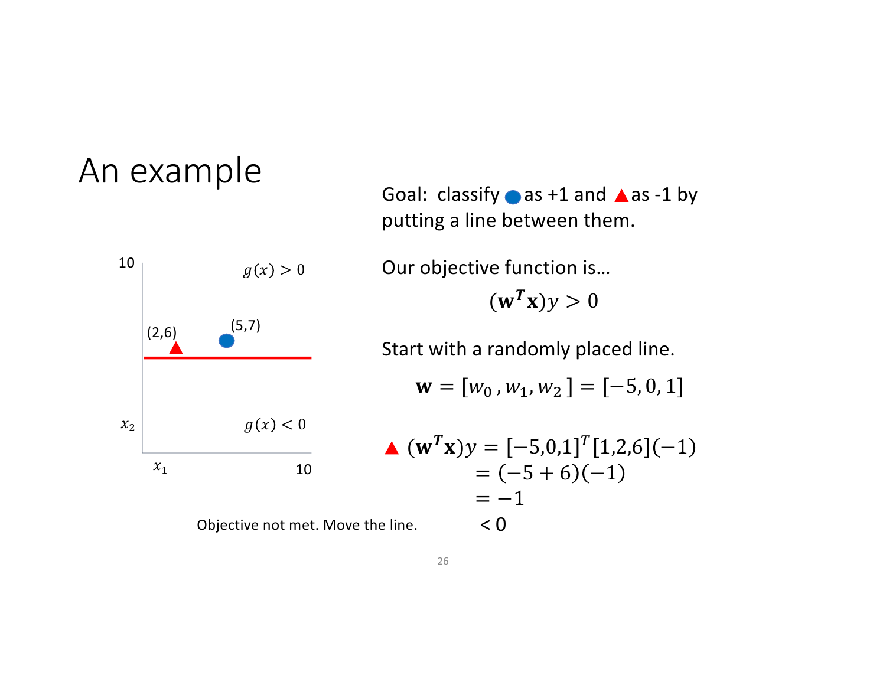# An example

Goal: classify ● as +1 and ▲ as -1 by putting a line between them.

Our objective function is…

$$(\mathbf{w}^T\mathbf{x})y > 0$$

Start with a randomly placed line.

$$\mathbf{w} = [w_0, w_1, w_2] = [-5, 0, 1]$$

10

$g(x) > 0$

(2,6) ▲

(5,7) ●

$x_2$

$g(x) < 0$

$x_1$

10

$$▲ \; (\mathbf{w}^T\mathbf{x})y = [-5,0,1]^T[1,2,6](-1)$$
$$= (-5 + 6)(-1)$$
$$= -1$$
$$< 0$$

Objective not met. Move the line.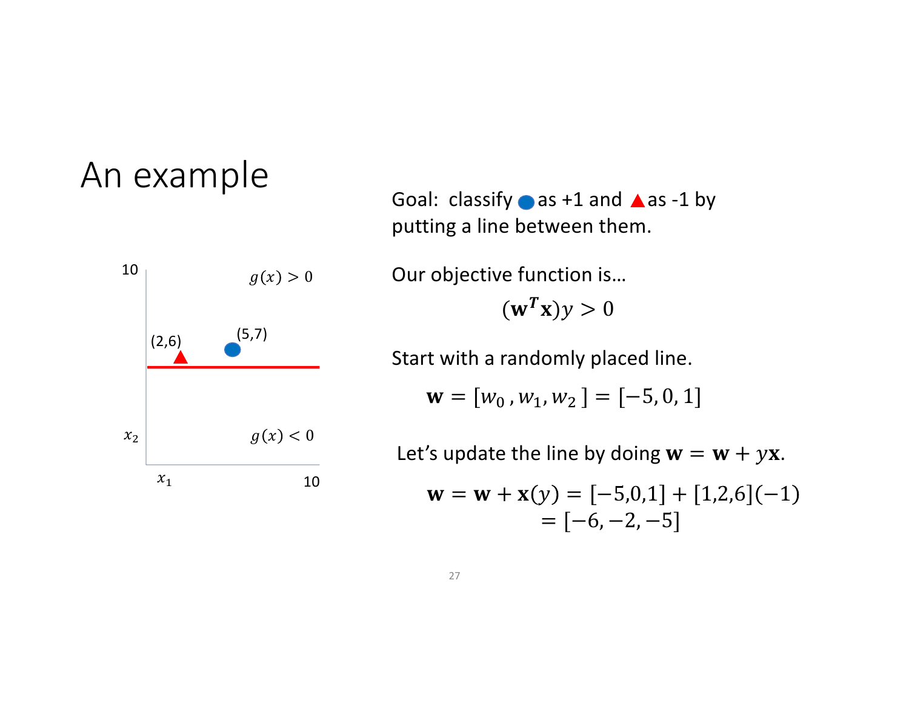# An example

10

$g(x) > 0$

(2,6) (5,7)

$x_2$ $g(x) < 0$

$x_1$ 10

Goal: classify ● as +1 and ▲ as -1 by putting a line between them.

Our objective function is…

$$(\mathbf{w}^T\mathbf{x})y > 0$$

Start with a randomly placed line.

$$\mathbf{w} = [w_0, w_1, w_2] = [-5, 0, 1]$$

Let's update the line by doing $\mathbf{w} = \mathbf{w} + y\mathbf{x}$.

$$\mathbf{w} = \mathbf{w} + \mathbf{x}(y) = [-5,0,1] + [1,2,6](-1)$$
$$= [-6, -2, -5]$$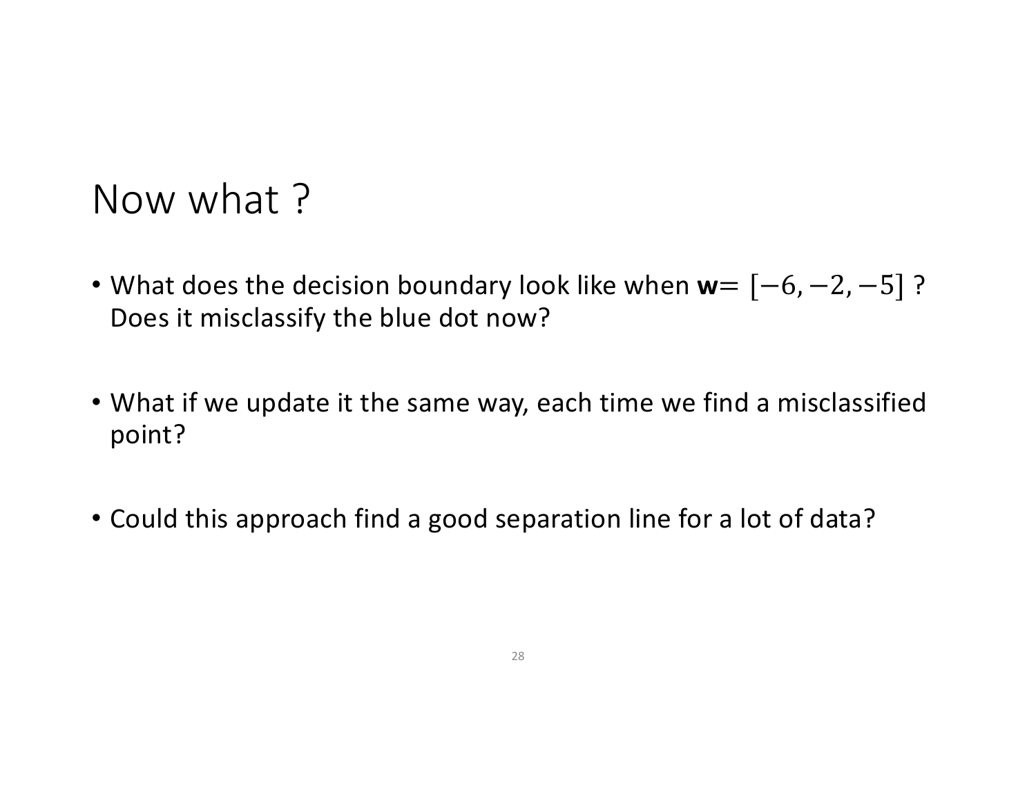# Now what ?

- What does the decision boundary look like when **w**$= [-6, -2, -5]$ ? Does it misclassify the blue dot now?

- What if we update it the same way, each time we find a misclassified point?

- Could this approach find a good separation line for a lot of data?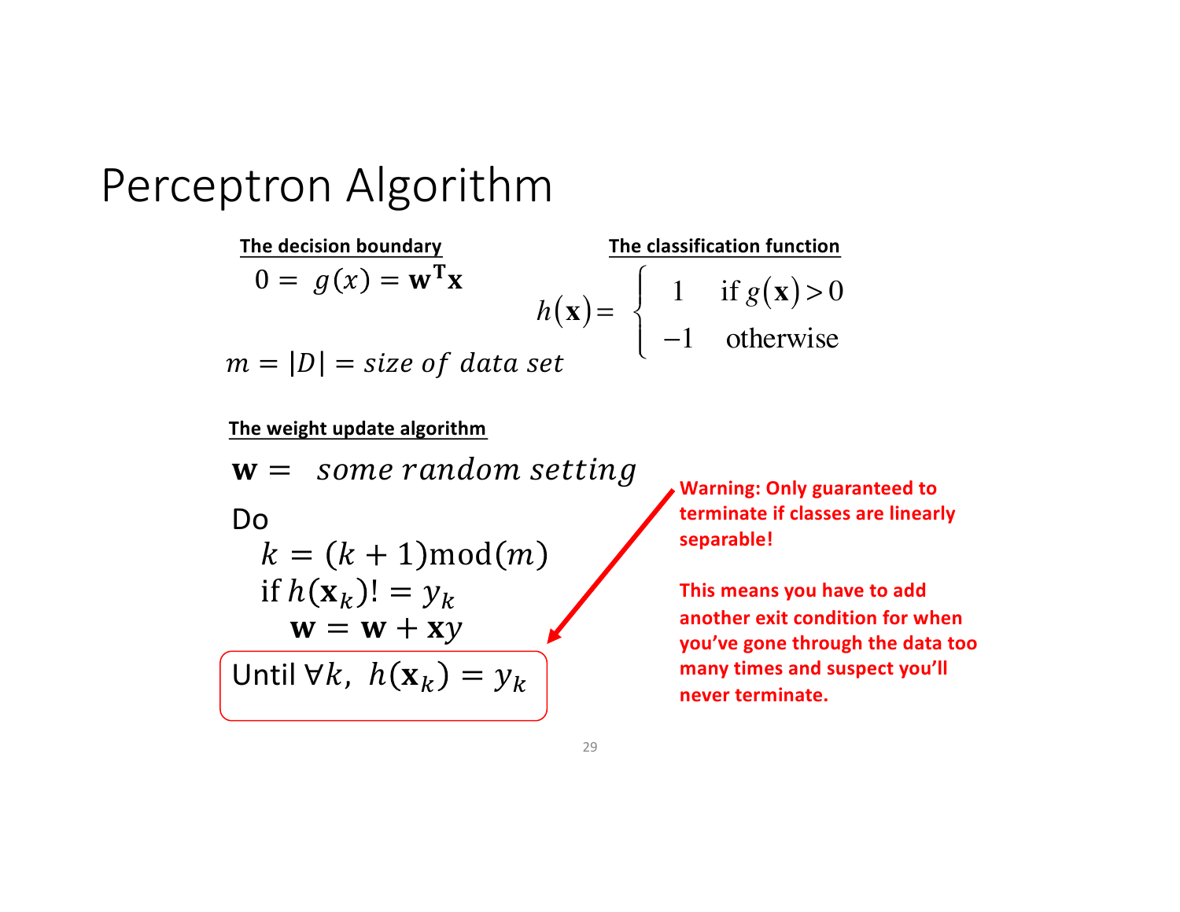# Perceptron Algorithm

**The decision boundary**

$$0 = g(x) = \mathbf{w}^{\mathbf{T}}\mathbf{x}$$

$$m = |D| = size\ of\ data\ set$$

**The classification function**

$$h(\mathbf{x}) = \begin{cases} 1 & \text{if } g(\mathbf{x}) > 0 \\ -1 & \text{otherwise} \end{cases}$$

**The weight update algorithm**

$\mathbf{w} =$ *some random setting*

Do

$k = (k+1)\text{mod}(m)$

if $h(\mathbf{x}_k) != y_k$

$\mathbf{w} = \mathbf{w} + \mathbf{x}y$

Until $\forall k,\ h(\mathbf{x}_k) = y_k$

**Warning: Only guaranteed to terminate if classes are linearly separable!**

**This means you have to add another exit condition for when you've gone through the data too many times and suspect you'll never terminate.**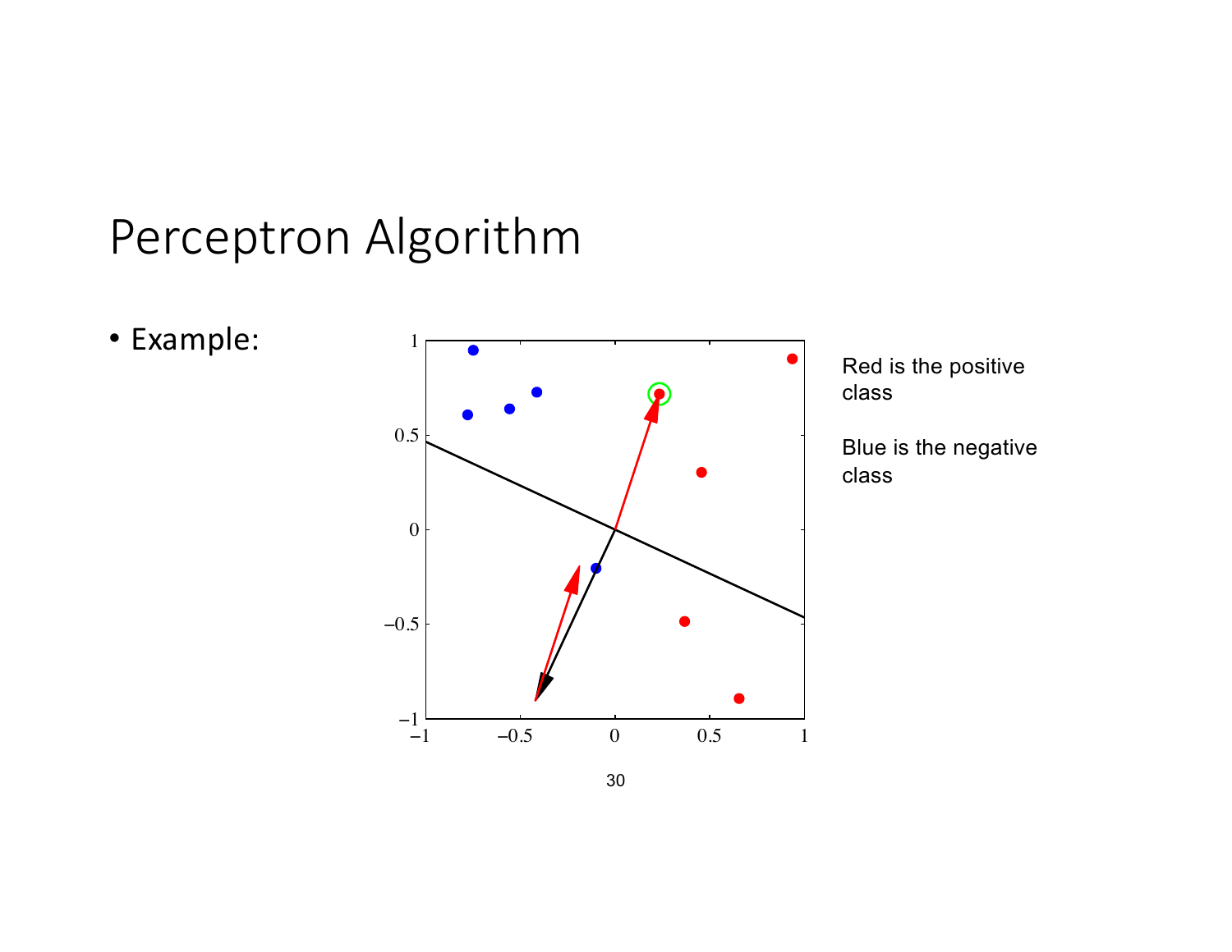# Perceptron Algorithm

- Example:

Red is the positive class

Blue is the negative class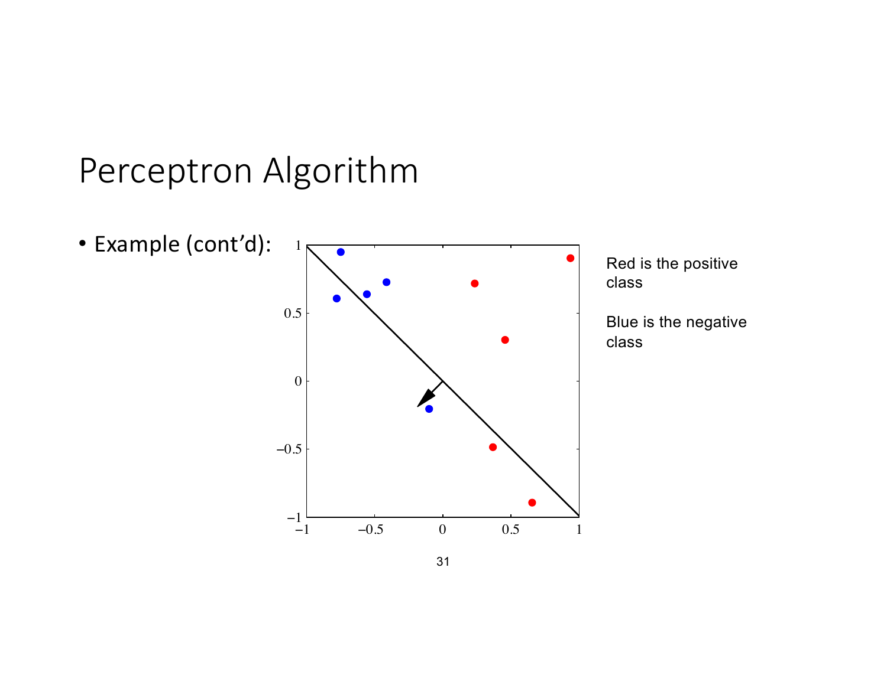# Perceptron Algorithm

- Example (cont'd):

Red is the positive class

Blue is the negative class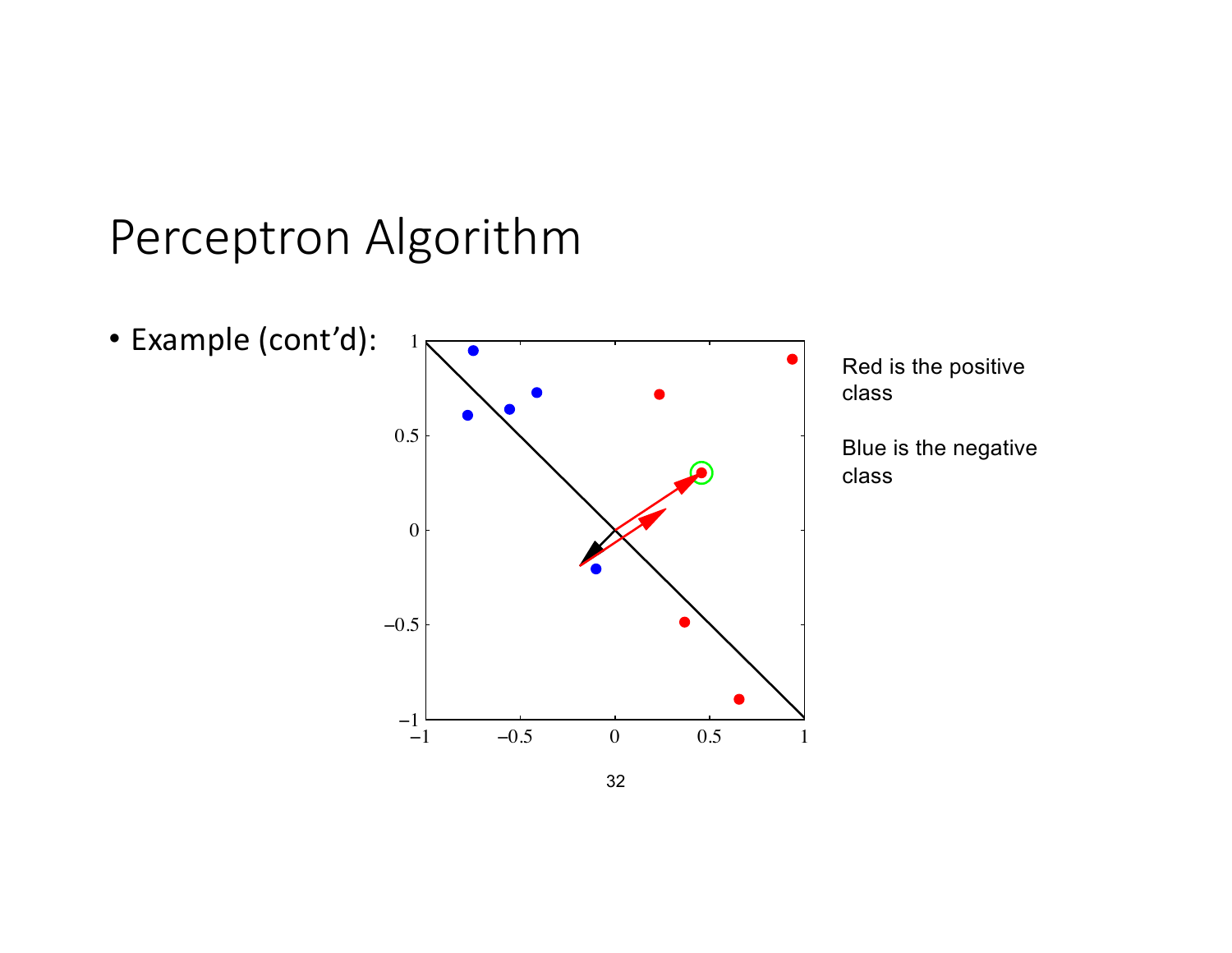# Perceptron Algorithm

- Example (cont'd):

Red is the positive class

Blue is the negative class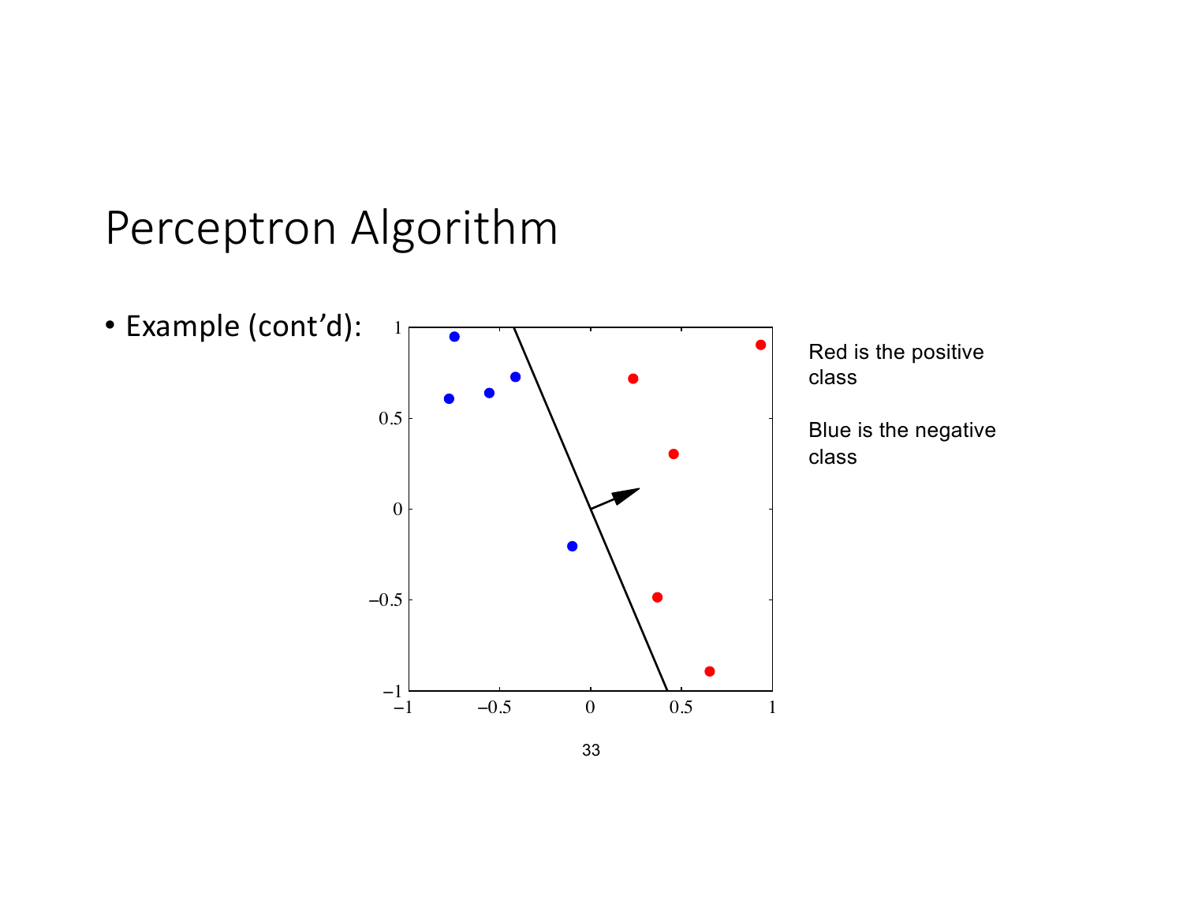# Perceptron Algorithm

- Example (cont'd):

Red is the positive class

Blue is the negative class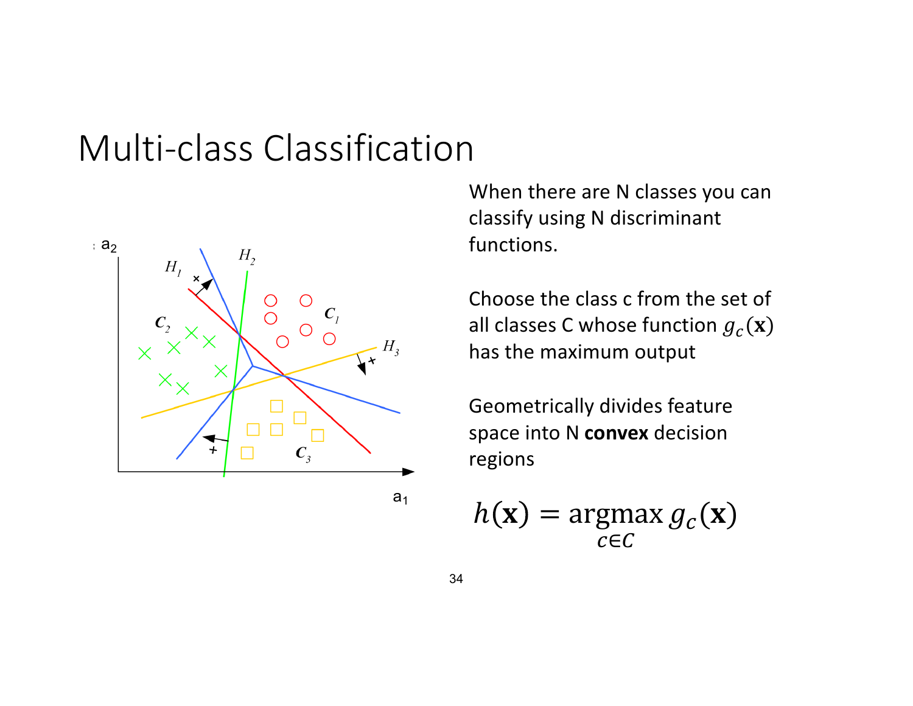# Multi-class Classification

When there are N classes you can classify using N discriminant functions.

Choose the class c from the set of all classes C whose function $g_c(\mathbf{x})$ has the maximum output

Geometrically divides feature space into N **convex** decision regions

$$h(\mathbf{x}) = \underset{c \in C}{\operatorname{argmax}}\, g_c(\mathbf{x})$$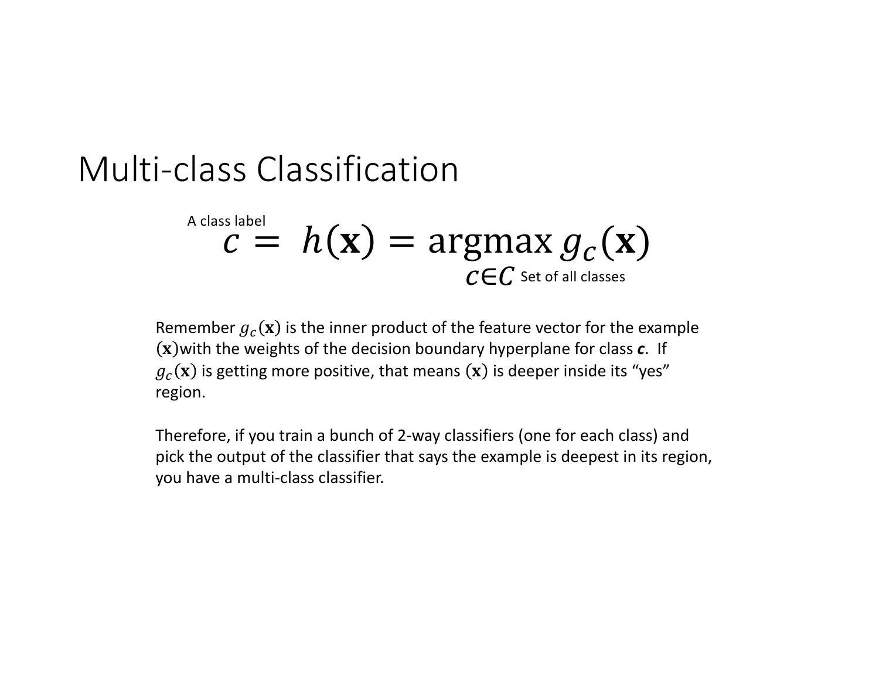# Multi-class Classification

A class label

$$c = h(\mathbf{x}) = \underset{c \in C}{\operatorname{argmax}}\, g_c(\mathbf{x})$$

Set of all classes

Remember $g_c(\mathbf{x})$ is the inner product of the feature vector for the example $(\mathbf{x})$with the weights of the decision boundary hyperplane for class ***c***. If $g_c(\mathbf{x})$ is getting more positive, that means $(\mathbf{x})$ is deeper inside its "yes" region.

Therefore, if you train a bunch of 2-way classifiers (one for each class) and pick the output of the classifier that says the example is deepest in its region, you have a multi-class classifier.